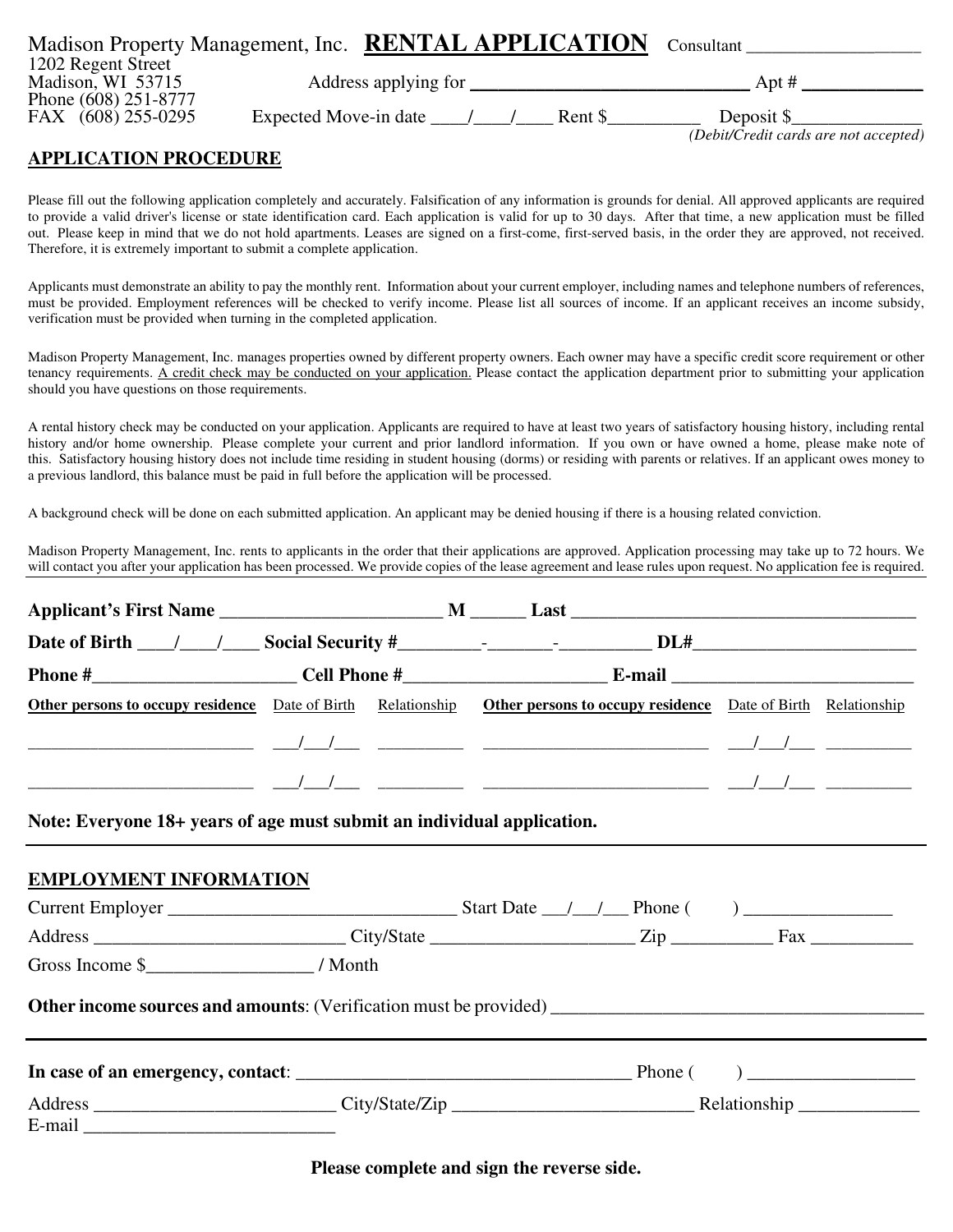Madison Property Management, Inc. **RENTAL APPLICATION** Consultant ___________________

1202 Regent Street
Madison, WI 53715
Phone (608) 251-8777
FAX (608) 255-0295

Address applying for ______________________________ Apt # _____________

Expected Move-in date ____/____/____ Rent $__________ Deposit $______________

*(Debit/Credit cards are not accepted)*

## APPLICATION PROCEDURE

Please fill out the following application completely and accurately. Falsification of any information is grounds for denial. All approved applicants are required to provide a valid driver's license or state identification card. Each application is valid for up to 30 days. After that time, a new application must be filled out. Please keep in mind that we do not hold apartments. Leases are signed on a first-come, first-served basis, in the order they are approved, not received. Therefore, it is extremely important to submit a complete application.

Applicants must demonstrate an ability to pay the monthly rent. Information about your current employer, including names and telephone numbers of references, must be provided. Employment references will be checked to verify income. Please list all sources of income. If an applicant receives an income subsidy, verification must be provided when turning in the completed application.

Madison Property Management, Inc. manages properties owned by different property owners. Each owner may have a specific credit score requirement or other tenancy requirements. A credit check may be conducted on your application. Please contact the application department prior to submitting your application should you have questions on those requirements.

A rental history check may be conducted on your application. Applicants are required to have at least two years of satisfactory housing history, including rental history and/or home ownership. Please complete your current and prior landlord information. If you own or have owned a home, please make note of this. Satisfactory housing history does not include time residing in student housing (dorms) or residing with parents or relatives. If an applicant owes money to a previous landlord, this balance must be paid in full before the application will be processed.

A background check will be done on each submitted application. An applicant may be denied housing if there is a housing related conviction.

Madison Property Management, Inc. rents to applicants in the order that their applications are approved. Application processing may take up to 72 hours. We will contact you after your application has been processed. We provide copies of the lease agreement and lease rules upon request. No application fee is required.

---

**Applicant's First Name ________________________ M ______ Last ______________________________________**

**Date of Birth ____/____/____ Social Security #_________-_______-__________ DL#_________________________**

**Phone #______________________ Cell Phone #______________________ E-mail ___________________________**

| Other persons to occupy residence | Date of Birth | Relationship | Other persons to occupy residence | Date of Birth | Relationship |
|---|---|---|---|---|---|
| __________________________ | ___/___/___ | __________ | __________________________ | ___/___/___ | __________ |
| __________________________ | ___/___/___ | __________ | __________________________ | ___/___/___ | __________ |

**Note: Everyone 18+ years of age must submit an individual application.**

---

## EMPLOYMENT INFORMATION

Current Employer _______________________________ Start Date ___/___/___ Phone (      ) ________________

Address ___________________________ City/State ______________________ Zip ___________ Fax ___________

Gross Income $_________________ / Month

**Other income sources and amounts**: (Verification must be provided) ________________________________________

---

**In case of an emergency, contact**: ____________________________________ Phone (      ) __________________

Address _________________________ City/State/Zip __________________________ Relationship _____________

E-mail ___________________________

**Please complete and sign the reverse side.**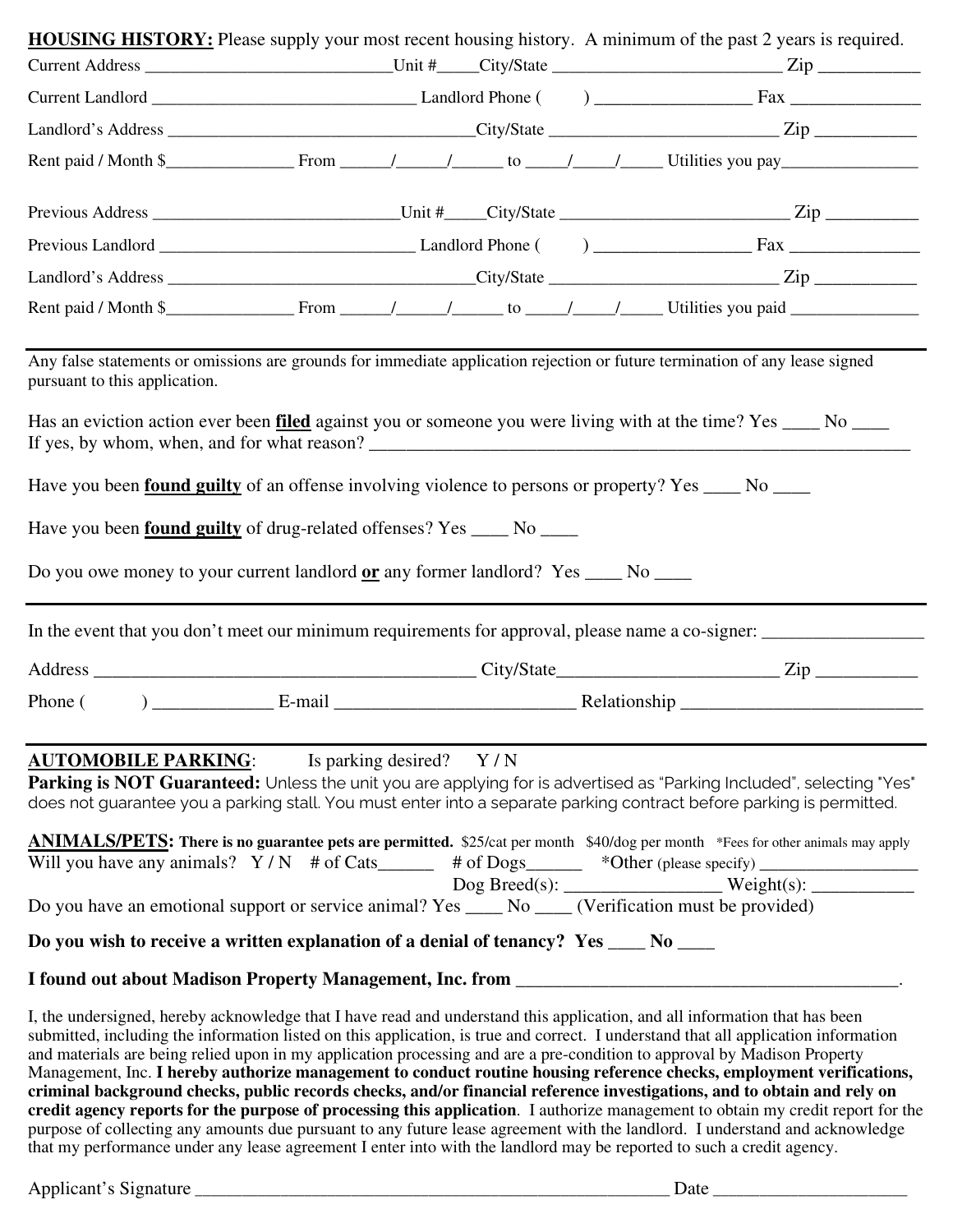**HOUSING HISTORY:** Please supply your most recent housing history. A minimum of the past 2 years is required.

Current Address ____________________________Unit #_____City/State __________________________ Zip ___________

Current Landlord ______________________________ Landlord Phone (        ) _________________ Fax ______________

Landlord's Address ___________________________________City/State __________________________ Zip ___________

Rent paid / Month $_______________ From ______/______/______ to _____/_____/_____ Utilities you pay________________

Previous Address ____________________________Unit #_____City/State __________________________ Zip __________

Previous Landlord ______________________________ Landlord Phone (        ) _________________ Fax ______________

Landlord's Address ___________________________________City/State __________________________ Zip ___________

Rent paid / Month $_______________ From ______/______/______ to _____/_____/_____ Utilities you paid _______________

---

Any false statements or omissions are grounds for immediate application rejection or future termination of any lease signed pursuant to this application.

Has an eviction action ever been **filed** against you or someone you were living with at the time? Yes ____ No ____
If yes, by whom, when, and for what reason? _____________________________________________________________

Have you been **found guilty** of an offense involving violence to persons or property? Yes ____ No ____

Have you been **found guilty** of drug-related offenses? Yes ____ No ____

Do you owe money to your current landlord **or** any former landlord? Yes ____ No ____

---

In the event that you don't meet our minimum requirements for approval, please name a co-signer: _________________

Address __________________________________________ City/State________________________ Zip ___________

Phone (          ) _____________ E-mail _________________________ Relationship __________________________

---

**AUTOMOBILE PARKING**: Is parking desired? Y / N

**Parking is NOT Guaranteed:** Unless the unit you are applying for is advertised as "Parking Included", selecting "Yes" does not guarantee you a parking stall. You must enter into a separate parking contract before parking is permitted.

**ANIMALS/PETS: There is no guarantee pets are permitted.** $25/cat per month $40/dog per month *Fees for other animals may apply

Will you have any animals? Y / N # of Cats______ # of Dogs______ *Other (please specify) __________________

Dog Breed(s): _________________ Weight(s): ___________

Do you have an emotional support or service animal? Yes ____ No ____ (Verification must be provided)

**Do you wish to receive a written explanation of a denial of tenancy? Yes ____ No ____**

**I found out about Madison Property Management, Inc. from __________________________________________.**

I, the undersigned, hereby acknowledge that I have read and understand this application, and all information that has been submitted, including the information listed on this application, is true and correct. I understand that all application information and materials are being relied upon in my application processing and are a pre-condition to approval by Madison Property Management, Inc. **I hereby authorize management to conduct routine housing reference checks, employment verifications, criminal background checks, public records checks, and/or financial reference investigations, and to obtain and rely on credit agency reports for the purpose of processing this application**. I authorize management to obtain my credit report for the purpose of collecting any amounts due pursuant to any future lease agreement with the landlord. I understand and acknowledge that my performance under any lease agreement I enter into with the landlord may be reported to such a credit agency.

Applicant's Signature _______________________________________________________ Date _____________________